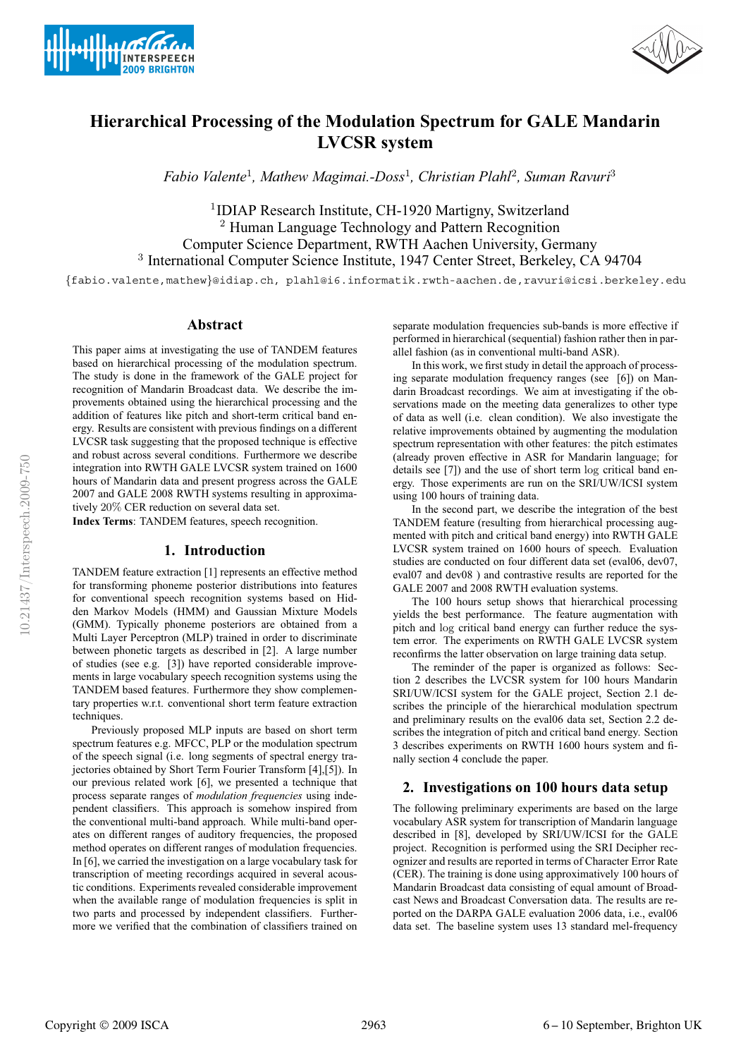# Hierarchical Processing of the Modulation Spectrum for GALE Mandarin LVCSR system

*Fabio Valente*[1], *Mathew Magimai.-Doss*[1], *Christian Plahl*[2], *Suman Ravuri*[3]

[1]IDIAP Research Institute, CH-1920 Martigny, Switzerland
[2] Human Language Technology and Pattern Recognition
Computer Science Department, RWTH Aachen University, Germany
[3] International Computer Science Institute, 1947 Center Street, Berkeley, CA 94704

{fabio.valente,mathew}@idiap.ch, plahl@i6.informatik.rwth-aachen.de, ravuri@icsi.berkeley.edu

## Abstract

This paper aims at investigating the use of TANDEM features based on hierarchical processing of the modulation spectrum. The study is done in the framework of the GALE project for recognition of Mandarin Broadcast data. We describe the improvements obtained using the hierarchical processing and the addition of features like pitch and short-term critical band energy. Results are consistent with previous findings on a different LVCSR task suggesting that the proposed technique is effective and robust across several conditions. Furthermore we describe integration into RWTH GALE LVCSR system trained on 1600 hours of Mandarin data and present progress across the GALE 2007 and GALE 2008 RWTH systems resulting in approximatively 20% CER reduction on several data set.

**Index Terms**: TANDEM features, speech recognition.

## 1. Introduction

TANDEM feature extraction [1] represents an effective method for transforming phoneme posterior distributions into features for conventional speech recognition systems based on Hidden Markov Models (HMM) and Gaussian Mixture Models (GMM). Typically phoneme posteriors are obtained from a Multi Layer Perceptron (MLP) trained in order to discriminate between phonetic targets as described in [2]. A large number of studies (see e.g. [3]) have reported considerable improvements in large vocabulary speech recognition systems using the TANDEM based features. Furthermore they show complementary properties w.r.t. conventional short term feature extraction techniques.

Previously proposed MLP inputs are based on short term spectrum features e.g. MFCC, PLP or the modulation spectrum of the speech signal (i.e. long segments of spectral energy trajectories obtained by Short Term Fourier Transform [4],[5]). In our previous related work [6], we presented a technique that process separate ranges of *modulation frequencies* using independent classifiers. This approach is somehow inspired from the conventional multi-band approach. While multi-band operates on different ranges of auditory frequencies, the proposed method operates on different ranges of modulation frequencies. In [6], we carried the investigation on a large vocabulary task for transcription of meeting recordings acquired in several acoustic conditions. Experiments revealed considerable improvement when the available range of modulation frequencies is split in two parts and processed by independent classifiers. Furthermore we verified that the combination of classifiers trained on separate modulation frequencies sub-bands is more effective if performed in hierarchical (sequential) fashion rather then in parallel fashion (as in conventional multi-band ASR).

In this work, we first study in detail the approach of processing separate modulation frequency ranges (see [6]) on Mandarin Broadcast recordings. We aim at investigating if the observations made on the meeting data generalizes to other type of data as well (i.e. clean condition). We also investigate the relative improvements obtained by augmenting the modulation spectrum representation with other features: the pitch estimates (already proven effective in ASR for Mandarin language; for details see [7]) and the use of short term log critical band energy. Those experiments are run on the SRI/UW/ICSI system using 100 hours of training data.

In the second part, we describe the integration of the best TANDEM feature (resulting from hierarchical processing augmented with pitch and critical band energy) into RWTH GALE LVCSR system trained on 1600 hours of speech. Evaluation studies are conducted on four different data set (eval06, dev07, eval07 and dev08 ) and contrastive results are reported for the GALE 2007 and 2008 RWTH evaluation systems.

The 100 hours setup shows that hierarchical processing yields the best performance. The feature augmentation with pitch and log critical band energy can further reduce the system error. The experiments on RWTH GALE LVCSR system reconfirms the latter observation on large training data setup.

The reminder of the paper is organized as follows: Section 2 describes the LVCSR system for 100 hours Mandarin SRI/UW/ICSI system for the GALE project, Section 2.1 describes the principle of the hierarchical modulation spectrum and preliminary results on the eval06 data set, Section 2.2 describes the integration of pitch and critical band energy. Section 3 describes experiments on RWTH 1600 hours system and finally section 4 conclude the paper.

## 2. Investigations on 100 hours data setup

The following preliminary experiments are based on the large vocabulary ASR system for transcription of Mandarin language described in [8], developed by SRI/UW/ICSI for the GALE project. Recognition is performed using the SRI Decipher recognizer and results are reported in terms of Character Error Rate (CER). The training is done using approximately 100 hours of Mandarin Broadcast data consisting of equal amount of Broadcast News and Broadcast Conversation data. The results are reported on the DARPA GALE evaluation 2006 data, i.e., eval06 data set. The baseline system uses 13 standard mel-frequency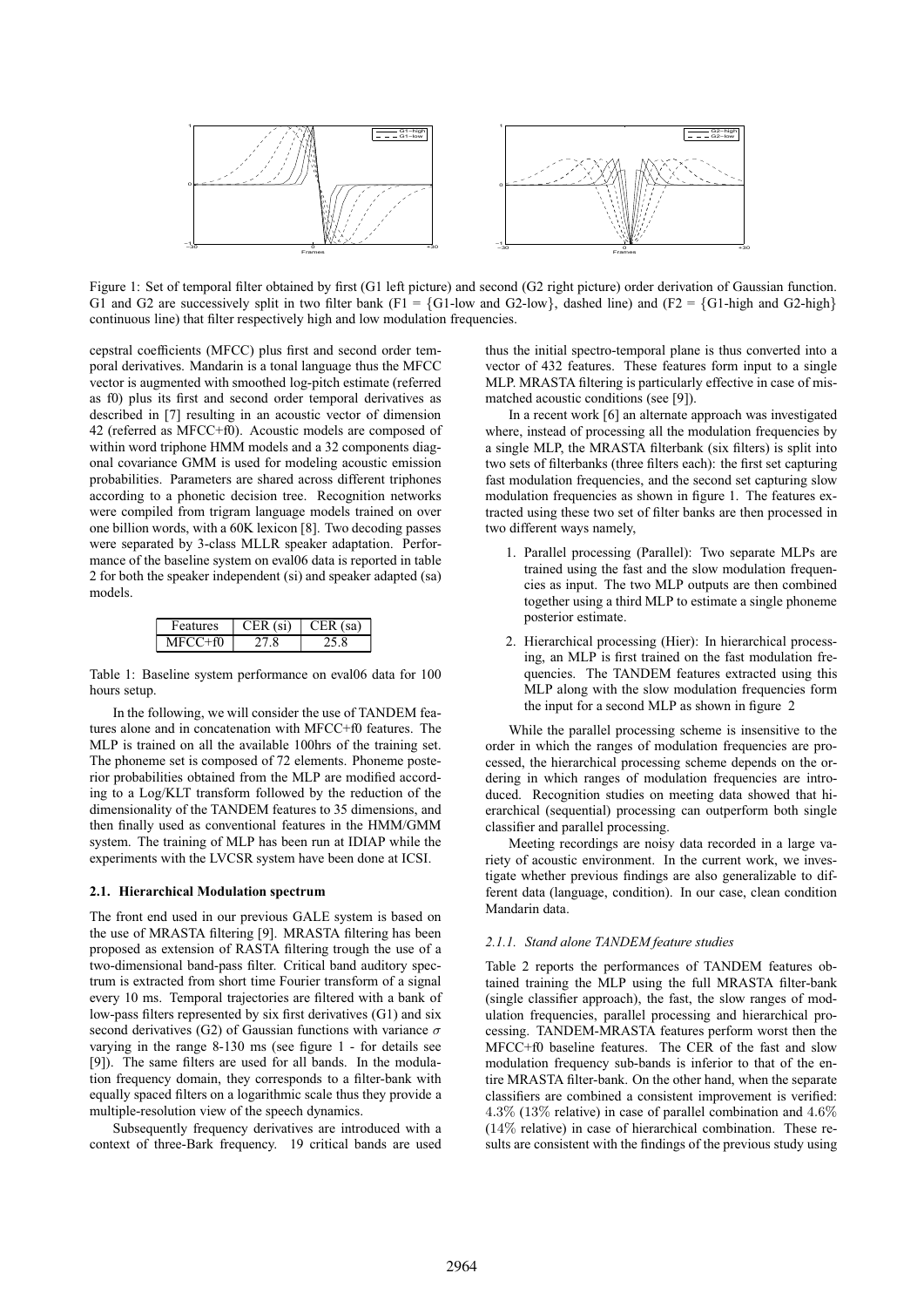Figure 1: Set of temporal filter obtained by first (G1 left picture) and second (G2 right picture) order derivation of Gaussian function. G1 and G2 are successively split in two filter bank (F1 = {G1-low and G2-low}, dashed line) and (F2 = {G1-high and G2-high} continuous line) that filter respectively high and low modulation frequencies.

cepstral coefficients (MFCC) plus first and second order temporal derivatives. Mandarin is a tonal language thus the MFCC vector is augmented with smoothed log-pitch estimate (referred as f0) plus its first and second order temporal derivatives as described in [7] resulting in an acoustic vector of dimension 42 (referred as MFCC+f0). Acoustic models are composed of within word triphone HMM models and a 32 components diagonal covariance GMM is used for modeling acoustic emission probabilities. Parameters are shared across different triphones according to a phonetic decision tree. Recognition networks were compiled from trigram language models trained on over one billion words, with a 60K lexicon [8]. Two decoding passes were separated by 3-class MLLR speaker adaptation. Performance of the baseline system on eval06 data is reported in table 2 for both the speaker independent (si) and speaker adapted (sa) models.

| Features | CER (si) | CER (sa) |
|---|---|---|
| MFCC+f0 | 27.8 | 25.8 |

Table 1: Baseline system performance on eval06 data for 100 hours setup.

In the following, we will consider the use of TANDEM features alone and in concatenation with MFCC+f0 features. The MLP is trained on all the available 100hrs of the training set. The phoneme set is composed of 72 elements. Phoneme posterior probabilities obtained from the MLP are modified according to a Log/KLT transform followed by the reduction of the dimensionality of the TANDEM features to 35 dimensions, and then finally used as conventional features in the HMM/GMM system. The training of MLP has been run at IDIAP while the experiments with the LVCSR system have been done at ICSI.

### 2.1. Hierarchical Modulation spectrum

The front end used in our previous GALE system is based on the use of MRASTA filtering [9]. MRASTA filtering has been proposed as extension of RASTA filtering trough the use of a two-dimensional band-pass filter. Critical band auditory spectrum is extracted from short time Fourier transform of a signal every 10 ms. Temporal trajectories are filtered with a bank of low-pass filters represented by six first derivatives (G1) and six second derivatives (G2) of Gaussian functions with variance $\sigma$ varying in the range 8-130 ms (see figure 1 - for details see [9]). The same filters are used for all bands. In the modulation frequency domain, they corresponds to a filter-bank with equally spaced filters on a logarithmic scale thus they provide a multiple-resolution view of the speech dynamics.

Subsequently frequency derivatives are introduced with a context of three-Bark frequency. 19 critical bands are used thus the initial spectro-temporal plane is thus converted into a vector of 432 features. These features form input to a single MLP. MRASTA filtering is particularly effective in case of mismatched acoustic conditions (see [9]).

In a recent work [6] an alternate approach was investigated where, instead of processing all the modulation frequencies by a single MLP, the MRASTA filterbank (six filters) is split into two sets of filterbanks (three filters each): the first set capturing fast modulation frequencies, and the second set capturing slow modulation frequencies as shown in figure 1. The features extracted using these two set of filter banks are then processed in two different ways namely,

1. Parallel processing (Parallel): Two separate MLPs are trained using the fast and the slow modulation frequencies as input. The two MLP outputs are then combined together using a third MLP to estimate a single phoneme posterior estimate.
2. Hierarchical processing (Hier): In hierarchical processing, an MLP is first trained on the fast modulation frequencies. The TANDEM features extracted using this MLP along with the slow modulation frequencies form the input for a second MLP as shown in figure 2

While the parallel processing scheme is insensitive to the order in which the ranges of modulation frequencies are processed, the hierarchical processing scheme depends on the ordering in which ranges of modulation frequencies are introduced. Recognition studies on meeting data showed that hierarchical (sequential) processing can outperform both single classifier and parallel processing.

Meeting recordings are noisy data recorded in a large variety of acoustic environment. In the current work, we investigate whether previous findings are also generalizable to different data (language, condition). In our case, clean condition Mandarin data.

#### *2.1.1. Stand alone TANDEM feature studies*

Table 2 reports the performances of TANDEM features obtained training the MLP using the full MRASTA filter-bank (single classifier approach), the fast, the slow ranges of modulation frequencies, parallel processing and hierarchical processing. TANDEM-MRASTA features perform worst then the MFCC+f0 baseline features. The CER of the fast and slow modulation frequency sub-bands is inferior to that of the entire MRASTA filter-bank. On the other hand, when the separate classifiers are combined a consistent improvement is verified: $4.3\%$ ($13\%$ relative) in case of parallel combination and $4.6\%$ ($14\%$ relative) in case of hierarchical combination. These results are consistent with the findings of the previous study using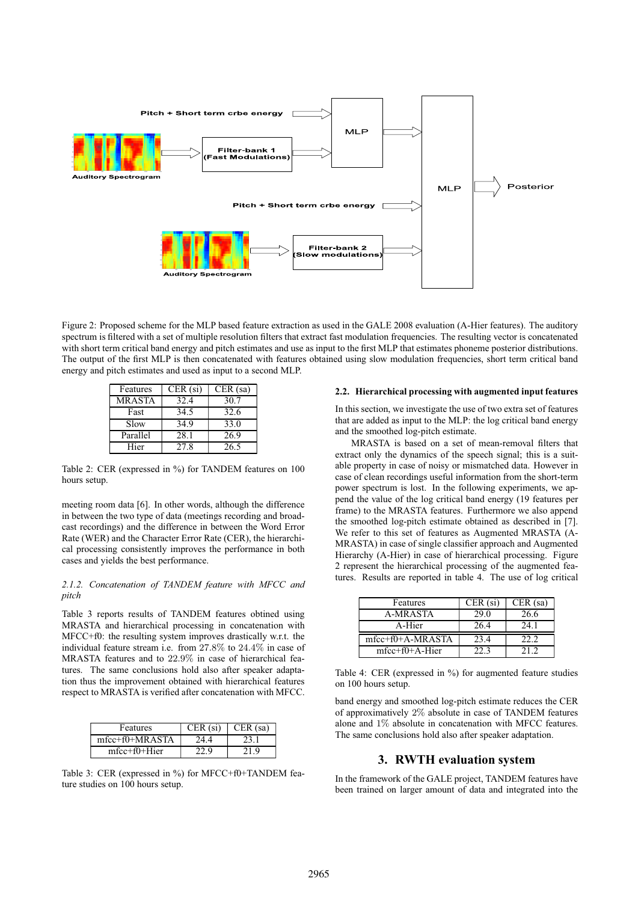Pitch + Short term crbe energy

Auditory Spectrogram

Filter-bank 1 (Fast Modulations)

MLP

MLP

Posterior

Pitch + Short term crbe energy

Auditory Spectrogram

Filter-bank 2 (Slow modulations)

Figure 2: Proposed scheme for the MLP based feature extraction as used in the GALE 2008 evaluation (A-Hier features). The auditory spectrum is filtered with a set of multiple resolution filters that extract fast modulation frequencies. The resulting vector is concatenated with short term critical band energy and pitch estimates and use as input to the first MLP that estimates phoneme posterior distributions. The output of the first MLP is then concatenated with features obtained using slow modulation frequencies, short term critical band energy and pitch estimates and used as input to a second MLP.

| Features | CER (si) | CER (sa) |
|---|---|---|
| MRASTA | 32.4 | 30.7 |
| Fast | 34.5 | 32.6 |
| Slow | 34.9 | 33.0 |
| Parallel | 28.1 | 26.9 |
| Hier | 27.8 | 26.5 |

Table 2: CER (expressed in %) for TANDEM features on 100 hours setup.

meeting room data [6]. In other words, although the difference in between the two type of data (meetings recording and broadcast recordings) and the difference in between the Word Error Rate (WER) and the Character Error Rate (CER), the hierarchical processing consistently improves the performance in both cases and yields the best performance.

#### 2.1.2. Concatenation of TANDEM feature with MFCC and pitch

Table 3 reports results of TANDEM features obtined using MRASTA and hierarchical processing in concatenation with MFCC+f0: the resulting system improves drastically w.r.t. the individual feature stream i.e. from 27.8% to 24.4% in case of MRASTA features and to 22.9% in case of hierarchical features. The same conclusions hold also after speaker adaptation thus the improvement obtained with hierarchical features respect to MRASTA is verified after concatenation with MFCC.

| Features | CER (si) | CER (sa) |
|---|---|---|
| mfcc+f0+MRASTA | 24.4 | 23.1 |
| mfcc+f0+Hier | 22.9 | 21.9 |

Table 3: CER (expressed in %) for MFCC+f0+TANDEM feature studies on 100 hours setup.

### 2.2. Hierarchical processing with augmented input features

In this section, we investigate the use of two extra set of features that are added as input to the MLP: the log critical band energy and the smoothed log-pitch estimate.

MRASTA is based on a set of mean-removal filters that extract only the dynamics of the speech signal; this is a suitable property in case of noisy or mismatched data. However in case of clean recordings useful information from the short-term power spectrum is lost. In the following experiments, we append the value of the log critical band energy (19 features per frame) to the MRASTA features. Furthermore we also append the smoothed log-pitch estimate obtained as described in [7]. We refer to this set of features as Augmented MRASTA (A-MRASTA) in case of single classifier approach and Augmented Hierarchy (A-Hier) in case of hierarchical processing. Figure 2 represent the hierarchical processing of the augmented features. Results are reported in table 4. The use of log critical band energy and smoothed log-pitch estimate reduces the CER of approximatively 2% absolute in case of TANDEM features alone and 1% absolute in concatenation with MFCC features. The same conclusions hold also after speaker adaptation.

| Features | CER (si) | CER (sa) |
|---|---|---|
| A-MRASTA | 29.0 | 26.6 |
| A-Hier | 26.4 | 24.1 |
| mfcc+f0+A-MRASTA | 23.4 | 22.2 |
| mfcc+f0+A-Hier | 22.3 | 21.2 |

Table 4: CER (expressed in %) for augmented feature studies on 100 hours setup.

## 3. RWTH evaluation system

In the framework of the GALE project, TANDEM features have been trained on larger amount of data and integrated into the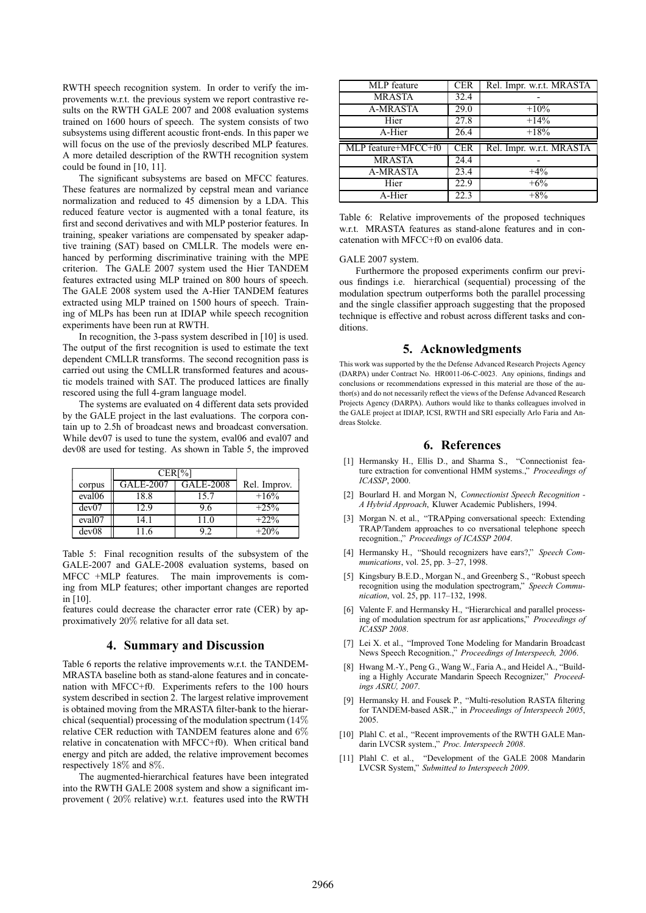RWTH speech recognition system. In order to verify the improvements w.r.t. the previous system we report contrastive results on the RWTH GALE 2007 and 2008 evaluation systems trained on 1600 hours of speech. The system consists of two subsystems using different acoustic front-ends. In this paper we will focus on the use of the previosly described MLP features. A more detailed description of the RWTH recognition system could be found in [10, 11].

The significant subsystems are based on MFCC features. These features are normalized by cepstral mean and variance normalization and reduced to 45 dimension by a LDA. This reduced feature vector is augmented with a tonal feature, its first and second derivatives and with MLP posterior features. In training, speaker variations are compensated by speaker adaptive training (SAT) based on CMLLR. The models were enhanced by performing discriminative training with the MPE criterion. The GALE 2007 system used the Hier TANDEM features extracted using MLP trained on 800 hours of speech. The GALE 2008 system used the A-Hier TANDEM features extracted using MLP trained on 1500 hours of speech. Training of MLPs has been run at IDIAP while speech recognition experiments have been run at RWTH.

In recognition, the 3-pass system described in [10] is used. The output of the first recognition is used to estimate the text dependent CMLLR transforms. The second recognition pass is carried out using the CMLLR transformed features and acoustic models trained with SAT. The produced lattices are finally rescored using the full 4-gram language model.

The systems are evaluated on 4 different data sets provided by the GALE project in the last evaluations. The corpora contain up to 2.5h of broadcast news and broadcast conversation. While dev07 is used to tune the system, eval06 and eval07 and dev08 are used for testing. As shown in Table 5, the improved features could decrease the character error rate (CER) by approximatively 20% relative for all data set.

| | CER[%] | | |
|---|---|---|---|
| corpus | GALE-2007 | GALE-2008 | Rel. Improv. |
| eval06 | 18.8 | 15.7 | +16% |
| dev07 | 12.9 | 9.6 | +25% |
| eval07 | 14.1 | 11.0 | +22% |
| dev08 | 11.6 | 9.2 | +20% |

Table 5: Final recognition results of the subsystem of the GALE-2007 and GALE-2008 evaluation systems, based on MFCC +MLP features. The main improvements is coming from MLP features; other important changes are reported in [10].

## 4. Summary and Discussion

Table 6 reports the relative improvements w.r.t. the TANDEM-MRASTA baseline both as stand-alone features and in concatenation with MFCC+f0. Experiments refers to the 100 hours system described in section 2. The largest relative improvement is obtained moving from the MRASTA filter-bank to the hierarchical (sequential) processing of the modulation spectrum (14% relative CER reduction with TANDEM features alone and 6% relative in concatenation with MFCC+f0). When critical band energy and pitch are added, the relative improvement becomes respectively 18% and 8%.

The augmented-hierarchical features have been integrated into the RWTH GALE 2008 system and show a significant improvement ( 20% relative) w.r.t. features used into the RWTH GALE 2007 system.

| MLP feature | CER | Rel. Impr. w.r.t. MRASTA |
|---|---|---|
| MRASTA | 32.4 | - |
| A-MRASTA | 29.0 | +10% |
| Hier | 27.8 | +14% |
| A-Hier | 26.4 | +18% |
| MLP feature+MFCC+f0 | CER | Rel. Impr. w.r.t. MRASTA |
| MRASTA | 24.4 | - |
| A-MRASTA | 23.4 | +4% |
| Hier | 22.9 | +6% |
| A-Hier | 22.3 | +8% |

Table 6: Relative improvements of the proposed techniques w.r.t. MRASTA features as stand-alone features and in concatenation with MFCC+f0 on eval06 data.

Furthermore the proposed experiments confirm our previous findings i.e. hierarchical (sequential) processing of the modulation spectrum outperforms both the parallel processing and the single classifier approach suggesting that the proposed technique is effective and robust across different tasks and conditions.

## 5. Acknowledgments

This work was supported by the the Defense Advanced Research Projects Agency (DARPA) under Contract No. HR0011-06-C-0023. Any opinions, findings and conclusions or recommendations expressed in this material are those of the author(s) and do not necessarily reflect the views of the Defense Advanced Research Projects Agency (DARPA). Authors would like to thanks colleagues involved in the GALE project at IDIAP, ICSI, RWTH and SRI especially Arlo Faria and Andreas Stolcke.

## 6. References

[1] Hermansky H., Ellis D., and Sharma S., "Connectionist feature extraction for conventional HMM systems.," *Proceedings of ICASSP*, 2000.

[2] Bourlard H. and Morgan N, *Connectionist Speech Recognition - A Hybrid Approach*, Kluwer Academic Publishers, 1994.

[3] Morgan N. et al., "TRAPping conversational speech: Extending TRAP/Tandem approaches to co nversational telephone speech recognition.," *Proceedings of ICASSP 2004*.

[4] Hermansky H., "Should recognizers have ears?," *Speech Communications*, vol. 25, pp. 3–27, 1998.

[5] Kingsbury B.E.D., Morgan N., and Greenberg S., "Robust speech recognition using the modulation spectrogram," *Speech Communication*, vol. 25, pp. 117–132, 1998.

[6] Valente F. and Hermansky H., "Hierarchical and parallel processing of modulation spectrum for asr applications," *Proceedings of ICASSP 2008*.

[7] Lei X. et al., "Improved Tone Modeling for Mandarin Broadcast News Speech Recognition.," *Proceedings of Interspeech, 2006*.

[8] Hwang M.-Y., Peng G., Wang W., Faria A., and Heidel A., "Building a Highly Accurate Mandarin Speech Recognizer," *Proceedings ASRU, 2007*.

[9] Hermansky H. and Fousek P., "Multi-resolution RASTA filtering for TANDEM-based ASR.," in *Proceedings of Interspeech 2005*, 2005.

[10] Plahl C. et al., "Recent improvements of the RWTH GALE Mandarin LVCSR system.," *Proc. Interspeech 2008*.

[11] Plahl C. et al., "Development of the GALE 2008 Mandarin LVCSR System," *Submitted to Interspeech 2009*.